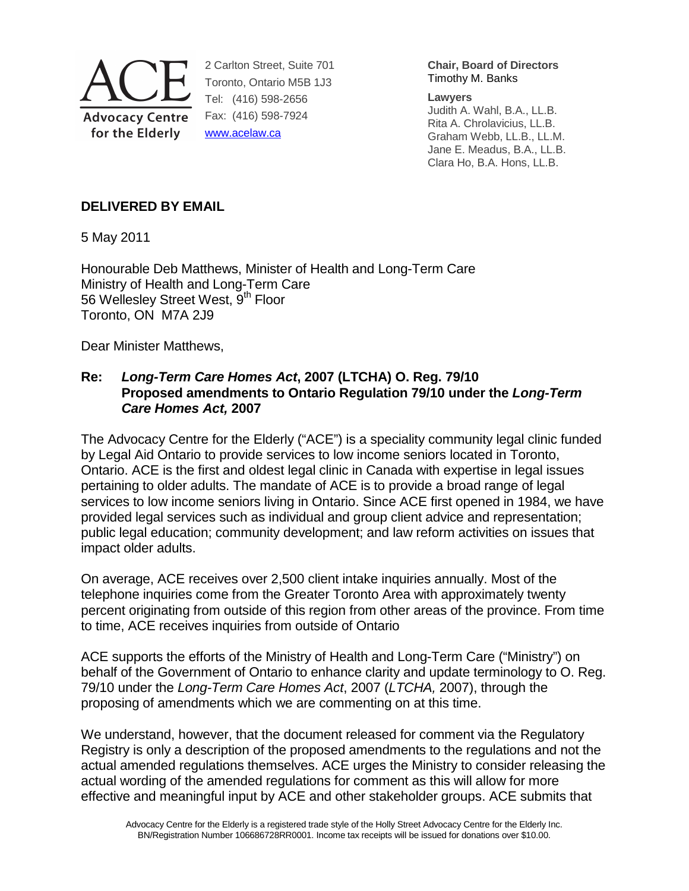ACE
Advocacy Centre for the Elderly

2 Carlton Street, Suite 701
Toronto, Ontario M5B 1J3
Tel: (416) 598-2656
Fax: (416) 598-7924
www.acelaw.ca

**Chair, Board of Directors**
Timothy M. Banks

**Lawyers**
Judith A. Wahl, B.A., LL.B.
Rita A. Chrolavicius, LL.B.
Graham Webb, LL.B., LL.M.
Jane E. Meadus, B.A., LL.B.
Clara Ho, B.A. Hons, LL.B.

**DELIVERED BY EMAIL**

5 May 2011

Honourable Deb Matthews, Minister of Health and Long-Term Care
Ministry of Health and Long-Term Care
56 Wellesley Street West, 9th Floor
Toronto, ON M7A 2J9

Dear Minister Matthews,

**Re: *Long-Term Care Homes Act*, 2007 (LTCHA) O. Reg. 79/10**
**Proposed amendments to Ontario Regulation 79/10 under the *Long-Term Care Homes Act,* 2007**

The Advocacy Centre for the Elderly ("ACE") is a speciality community legal clinic funded by Legal Aid Ontario to provide services to low income seniors located in Toronto, Ontario. ACE is the first and oldest legal clinic in Canada with expertise in legal issues pertaining to older adults. The mandate of ACE is to provide a broad range of legal services to low income seniors living in Ontario. Since ACE first opened in 1984, we have provided legal services such as individual and group client advice and representation; public legal education; community development; and law reform activities on issues that impact older adults.

On average, ACE receives over 2,500 client intake inquiries annually. Most of the telephone inquiries come from the Greater Toronto Area with approximately twenty percent originating from outside of this region from other areas of the province. From time to time, ACE receives inquiries from outside of Ontario

ACE supports the efforts of the Ministry of Health and Long-Term Care ("Ministry") on behalf of the Government of Ontario to enhance clarity and update terminology to O. Reg. 79/10 under the *Long-Term Care Homes Act*, 2007 (*LTCHA,* 2007), through the proposing of amendments which we are commenting on at this time.

We understand, however, that the document released for comment via the Regulatory Registry is only a description of the proposed amendments to the regulations and not the actual amended regulations themselves. ACE urges the Ministry to consider releasing the actual wording of the amended regulations for comment as this will allow for more effective and meaningful input by ACE and other stakeholder groups. ACE submits that

Advocacy Centre for the Elderly is a registered trade style of the Holly Street Advocacy Centre for the Elderly Inc. BN/Registration Number 106686728RR0001. Income tax receipts will be issued for donations over $10.00.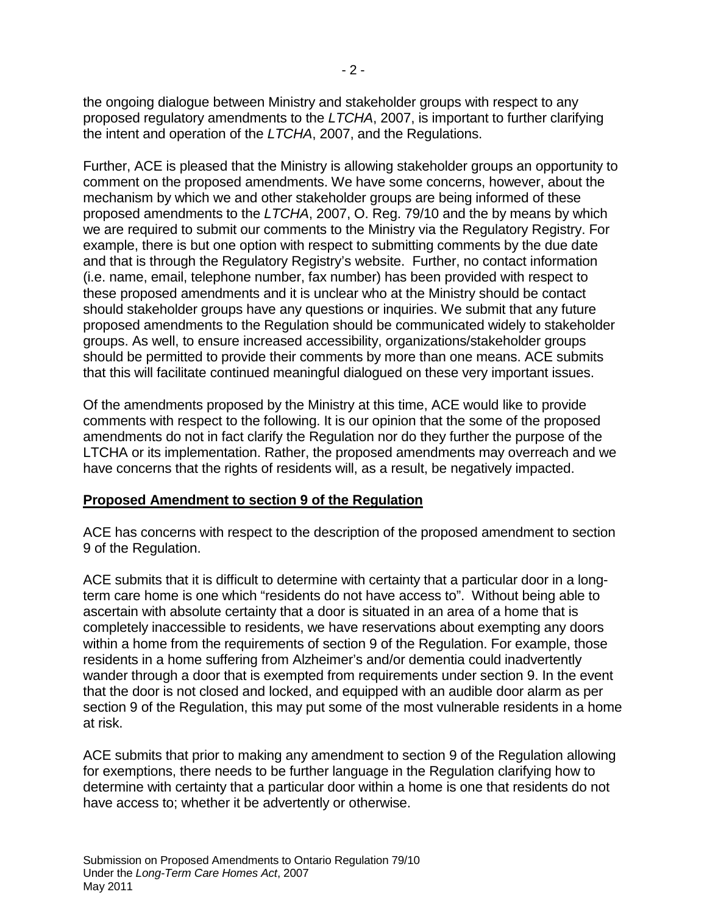the ongoing dialogue between Ministry and stakeholder groups with respect to any proposed regulatory amendments to the *LTCHA*, 2007, is important to further clarifying the intent and operation of the *LTCHA*, 2007, and the Regulations.

Further, ACE is pleased that the Ministry is allowing stakeholder groups an opportunity to comment on the proposed amendments. We have some concerns, however, about the mechanism by which we and other stakeholder groups are being informed of these proposed amendments to the *LTCHA*, 2007, O. Reg. 79/10 and the by means by which we are required to submit our comments to the Ministry via the Regulatory Registry. For example, there is but one option with respect to submitting comments by the due date and that is through the Regulatory Registry's website. Further, no contact information (i.e. name, email, telephone number, fax number) has been provided with respect to these proposed amendments and it is unclear who at the Ministry should be contact should stakeholder groups have any questions or inquiries. We submit that any future proposed amendments to the Regulation should be communicated widely to stakeholder groups. As well, to ensure increased accessibility, organizations/stakeholder groups should be permitted to provide their comments by more than one means. ACE submits that this will facilitate continued meaningful dialogued on these very important issues.

Of the amendments proposed by the Ministry at this time, ACE would like to provide comments with respect to the following. It is our opinion that the some of the proposed amendments do not in fact clarify the Regulation nor do they further the purpose of the LTCHA or its implementation. Rather, the proposed amendments may overreach and we have concerns that the rights of residents will, as a result, be negatively impacted.

## Proposed Amendment to section 9 of the Regulation

ACE has concerns with respect to the description of the proposed amendment to section 9 of the Regulation.

ACE submits that it is difficult to determine with certainty that a particular door in a long-term care home is one which "residents do not have access to". Without being able to ascertain with absolute certainty that a door is situated in an area of a home that is completely inaccessible to residents, we have reservations about exempting any doors within a home from the requirements of section 9 of the Regulation. For example, those residents in a home suffering from Alzheimer's and/or dementia could inadvertently wander through a door that is exempted from requirements under section 9. In the event that the door is not closed and locked, and equipped with an audible door alarm as per section 9 of the Regulation, this may put some of the most vulnerable residents in a home at risk.

ACE submits that prior to making any amendment to section 9 of the Regulation allowing for exemptions, there needs to be further language in the Regulation clarifying how to determine with certainty that a particular door within a home is one that residents do not have access to; whether it be advertently or otherwise.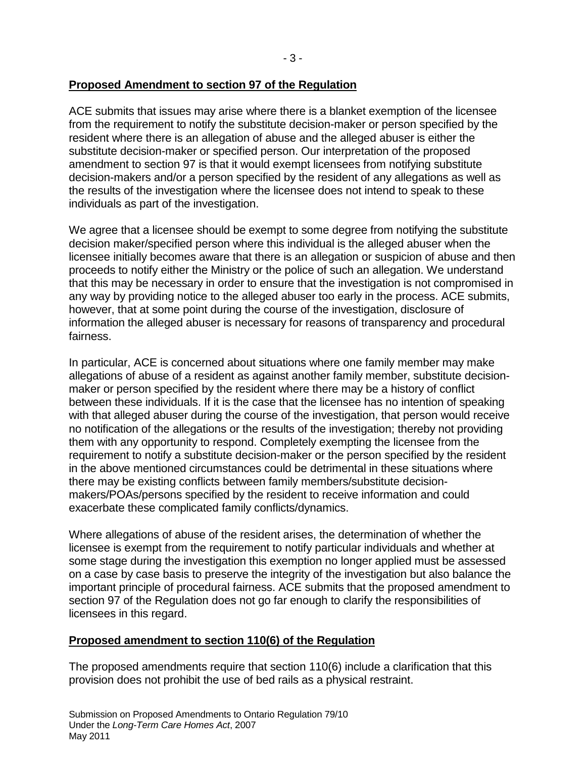**Proposed Amendment to section 97 of the Regulation**

ACE submits that issues may arise where there is a blanket exemption of the licensee from the requirement to notify the substitute decision-maker or person specified by the resident where there is an allegation of abuse and the alleged abuser is either the substitute decision-maker or specified person. Our interpretation of the proposed amendment to section 97 is that it would exempt licensees from notifying substitute decision-makers and/or a person specified by the resident of any allegations as well as the results of the investigation where the licensee does not intend to speak to these individuals as part of the investigation.

We agree that a licensee should be exempt to some degree from notifying the substitute decision maker/specified person where this individual is the alleged abuser when the licensee initially becomes aware that there is an allegation or suspicion of abuse and then proceeds to notify either the Ministry or the police of such an allegation. We understand that this may be necessary in order to ensure that the investigation is not compromised in any way by providing notice to the alleged abuser too early in the process. ACE submits, however, that at some point during the course of the investigation, disclosure of information the alleged abuser is necessary for reasons of transparency and procedural fairness.

In particular, ACE is concerned about situations where one family member may make allegations of abuse of a resident as against another family member, substitute decision-maker or person specified by the resident where there may be a history of conflict between these individuals. If it is the case that the licensee has no intention of speaking with that alleged abuser during the course of the investigation, that person would receive no notification of the allegations or the results of the investigation; thereby not providing them with any opportunity to respond. Completely exempting the licensee from the requirement to notify a substitute decision-maker or the person specified by the resident in the above mentioned circumstances could be detrimental in these situations where there may be existing conflicts between family members/substitute decision-makers/POAs/persons specified by the resident to receive information and could exacerbate these complicated family conflicts/dynamics.

Where allegations of abuse of the resident arises, the determination of whether the licensee is exempt from the requirement to notify particular individuals and whether at some stage during the investigation this exemption no longer applied must be assessed on a case by case basis to preserve the integrity of the investigation but also balance the important principle of procedural fairness. ACE submits that the proposed amendment to section 97 of the Regulation does not go far enough to clarify the responsibilities of licensees in this regard.

**Proposed amendment to section 110(6) of the Regulation**

The proposed amendments require that section 110(6) include a clarification that this provision does not prohibit the use of bed rails as a physical restraint.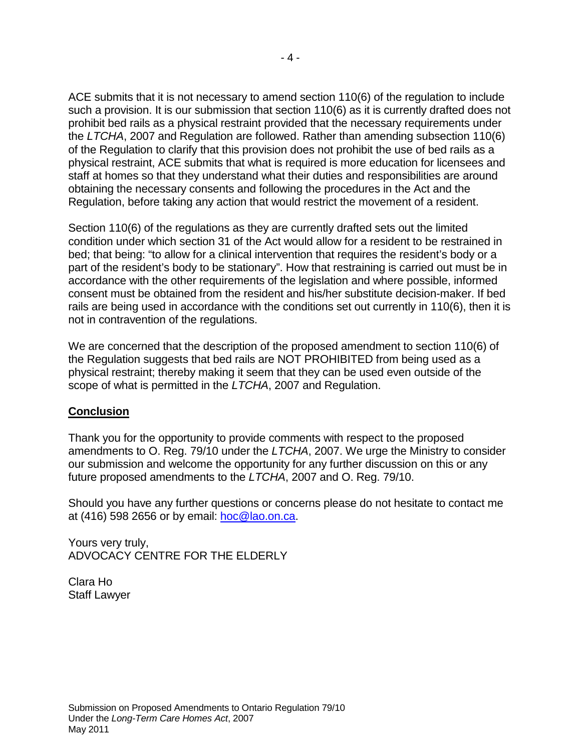ACE submits that it is not necessary to amend section 110(6) of the regulation to include such a provision. It is our submission that section 110(6) as it is currently drafted does not prohibit bed rails as a physical restraint provided that the necessary requirements under the *LTCHA*, 2007 and Regulation are followed. Rather than amending subsection 110(6) of the Regulation to clarify that this provision does not prohibit the use of bed rails as a physical restraint, ACE submits that what is required is more education for licensees and staff at homes so that they understand what their duties and responsibilities are around obtaining the necessary consents and following the procedures in the Act and the Regulation, before taking any action that would restrict the movement of a resident.

Section 110(6) of the regulations as they are currently drafted sets out the limited condition under which section 31 of the Act would allow for a resident to be restrained in bed; that being: "to allow for a clinical intervention that requires the resident's body or a part of the resident's body to be stationary". How that restraining is carried out must be in accordance with the other requirements of the legislation and where possible, informed consent must be obtained from the resident and his/her substitute decision-maker. If bed rails are being used in accordance with the conditions set out currently in 110(6), then it is not in contravention of the regulations.

We are concerned that the description of the proposed amendment to section 110(6) of the Regulation suggests that bed rails are NOT PROHIBITED from being used as a physical restraint; thereby making it seem that they can be used even outside of the scope of what is permitted in the *LTCHA*, 2007 and Regulation.

## **Conclusion**

Thank you for the opportunity to provide comments with respect to the proposed amendments to O. Reg. 79/10 under the *LTCHA*, 2007. We urge the Ministry to consider our submission and welcome the opportunity for any further discussion on this or any future proposed amendments to the *LTCHA*, 2007 and O. Reg. 79/10.

Should you have any further questions or concerns please do not hesitate to contact me at (416) 598 2656 or by email: hoc@lao.on.ca.

Yours very truly,
ADVOCACY CENTRE FOR THE ELDERLY

Clara Ho
Staff Lawyer